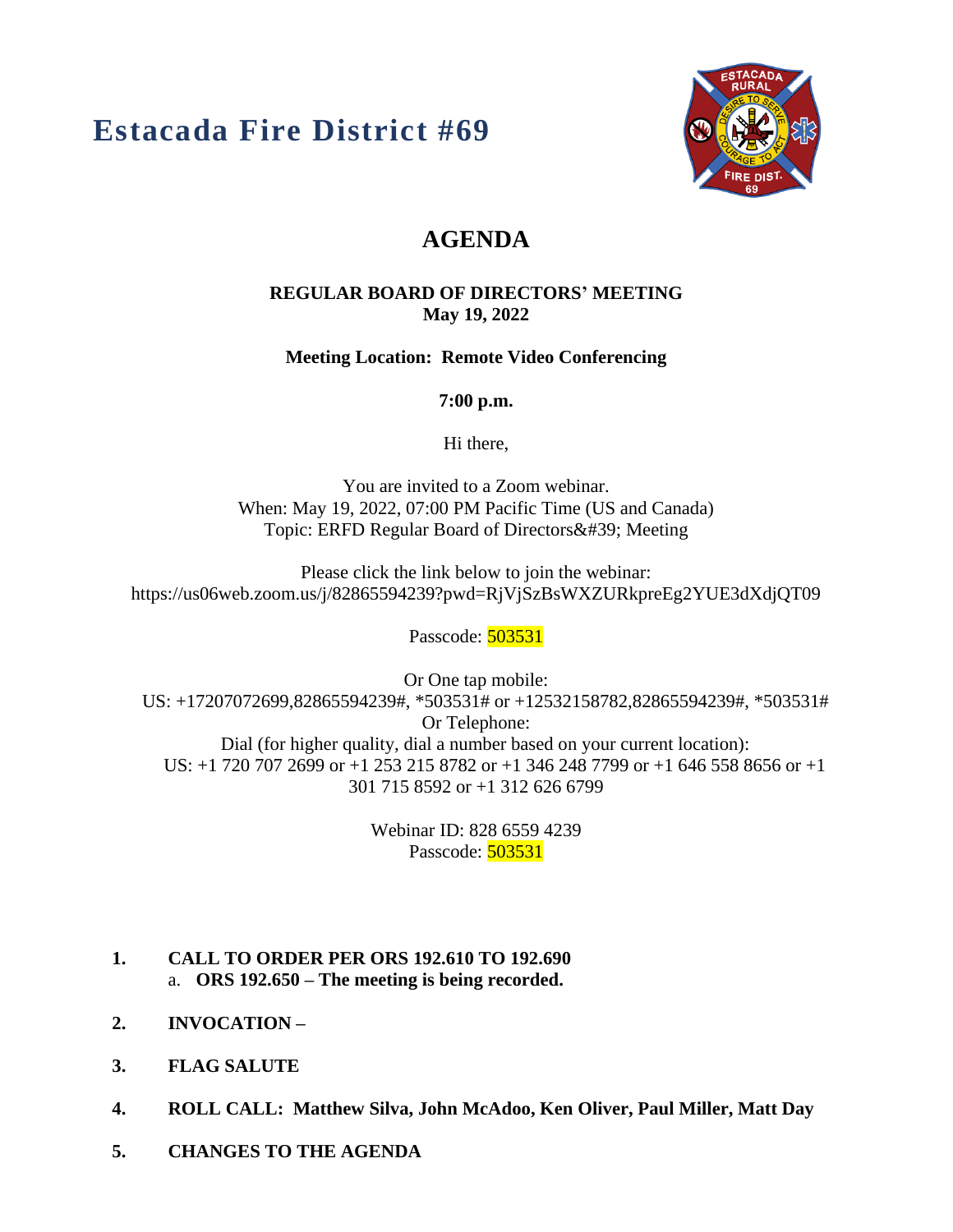# Estacada Fire District #69

## AGENDA

**REGULAR BOARD OF DIRECTORS' MEETING**
**May 19, 2022**

**Meeting Location: Remote Video Conferencing**

**7:00 p.m.**

Hi there,

You are invited to a Zoom webinar.
When: May 19, 2022, 07:00 PM Pacific Time (US and Canada)
Topic: ERFD Regular Board of Directors&#39; Meeting

Please click the link below to join the webinar:
https://us06web.zoom.us/j/82865594239?pwd=RjVjSzBsWXZURkpreEg2YUE3dXdjQT09

Passcode: 503531

Or One tap mobile:
US: +17207072699,82865594239#, *503531# or +12532158782,82865594239#, *503531#
Or Telephone:
Dial (for higher quality, dial a number based on your current location):
US: +1 720 707 2699 or +1 253 215 8782 or +1 346 248 7799 or +1 646 558 8656 or +1 301 715 8592 or +1 312 626 6799

Webinar ID: 828 6559 4239
Passcode: 503531

1. **CALL TO ORDER PER ORS 192.610 TO 192.690**
   a. **ORS 192.650 – The meeting is being recorded.**
2. **INVOCATION –**
3. **FLAG SALUTE**
4. **ROLL CALL: Matthew Silva, John McAdoo, Ken Oliver, Paul Miller, Matt Day**
5. **CHANGES TO THE AGENDA**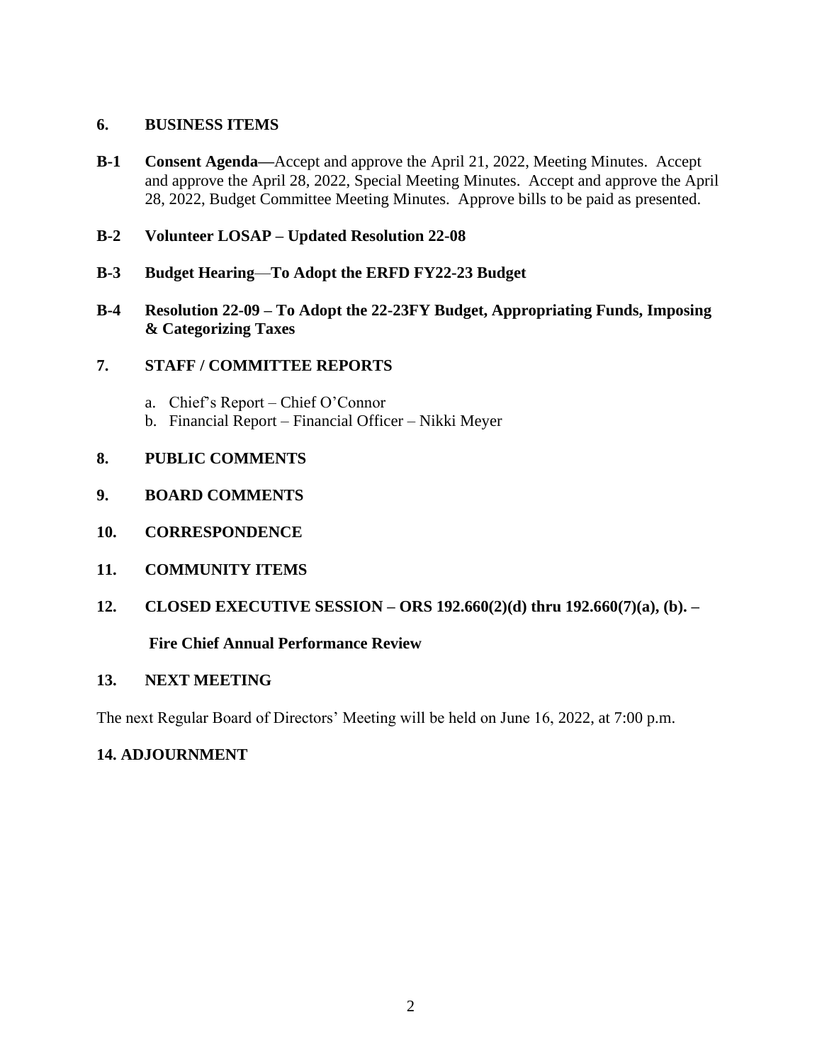## 6. BUSINESS ITEMS

**B-1 Consent Agenda—**Accept and approve the April 21, 2022, Meeting Minutes. Accept and approve the April 28, 2022, Special Meeting Minutes. Accept and approve the April 28, 2022, Budget Committee Meeting Minutes. Approve bills to be paid as presented.

**B-2 Volunteer LOSAP – Updated Resolution 22-08**

**B-3 Budget Hearing—To Adopt the ERFD FY22-23 Budget**

**B-4 Resolution 22-09 – To Adopt the 22-23FY Budget, Appropriating Funds, Imposing & Categorizing Taxes**

## 7. STAFF / COMMITTEE REPORTS

a. Chief's Report – Chief O'Connor
b. Financial Report – Financial Officer – Nikki Meyer

## 8. PUBLIC COMMENTS

## 9. BOARD COMMENTS

## 10. CORRESPONDENCE

## 11. COMMUNITY ITEMS

## 12. CLOSED EXECUTIVE SESSION – ORS 192.660(2)(d) thru 192.660(7)(a), (b). –

**Fire Chief Annual Performance Review**

## 13. NEXT MEETING

The next Regular Board of Directors' Meeting will be held on June 16, 2022, at 7:00 p.m.

## 14. ADJOURNMENT